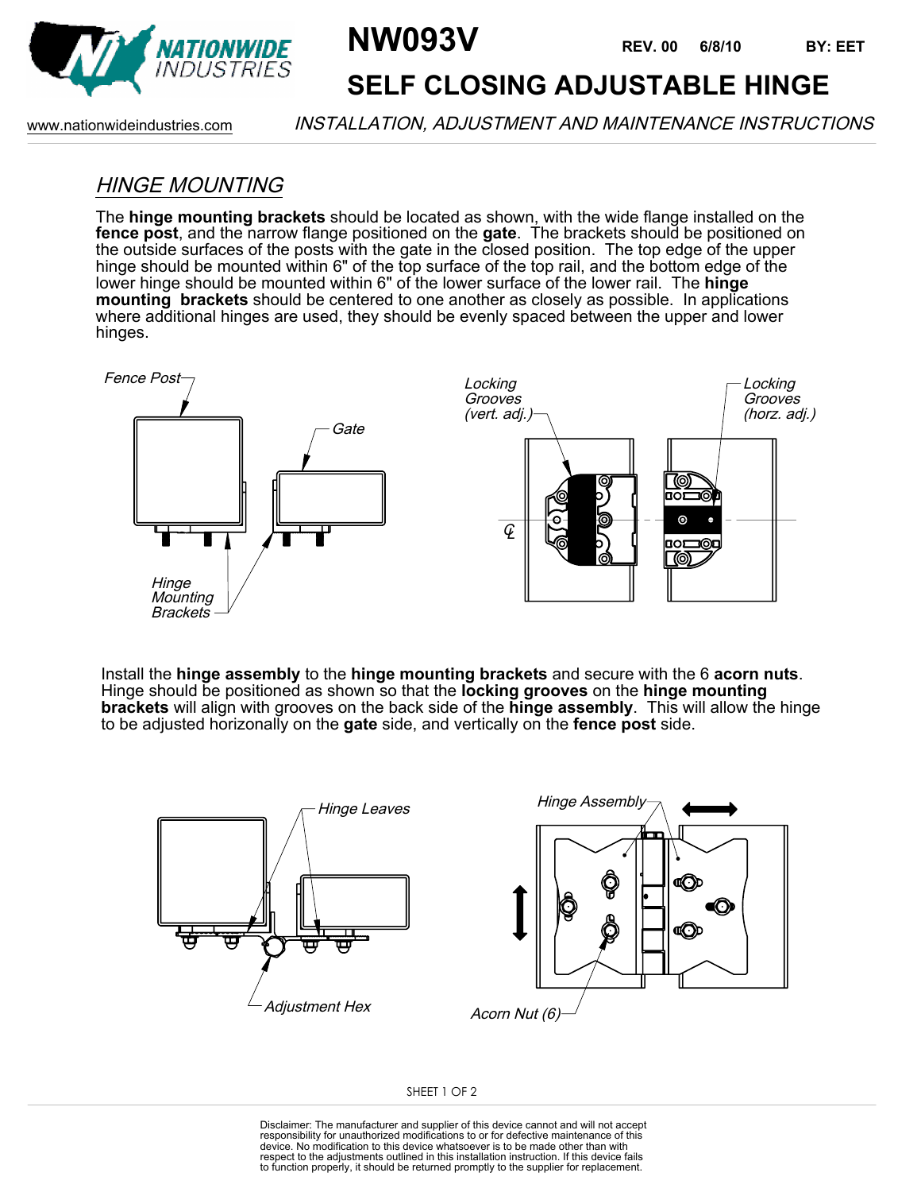# NW093V

REV. 00 6/8/10 BY: EET

## SELF CLOSING ADJUSTABLE HINGE

www.nationwideindustries.com

*INSTALLATION, ADJUSTMENT AND MAINTENANCE INSTRUCTIONS*

### *HINGE MOUNTING*

The **hinge mounting brackets** should be located as shown, with the wide flange installed on the **fence post**, and the narrow flange positioned on the **gate**. The brackets should be positioned on the outside surfaces of the posts with the gate in the closed position. The top edge of the upper hinge should be mounted within 6" of the top surface of the top rail, and the bottom edge of the lower hinge should be mounted within 6" of the lower surface of the lower rail. The **hinge mounting brackets** should be centered to one another as closely as possible. In applications where additional hinges are used, they should be evenly spaced between the upper and lower hinges.

Install the **hinge assembly** to the **hinge mounting brackets** and secure with the 6 **acorn nuts**. Hinge should be positioned as shown so that the **locking grooves** on the **hinge mounting brackets** will align with grooves on the back side of the **hinge assembly**. This will allow the hinge to be adjusted horizonally on the **gate** side, and vertically on the **fence post** side.

Disclaimer: The manufacturer and supplier of this device cannot and will not accept responsibility for unauthorized modifications to or for defective maintenance of this device. No modification to this device whatsoever is to be made other than with respect to the adjustments outlined in this installation instruction. If this device fails to function properly, it should be returned promptly to the supplier for replacement.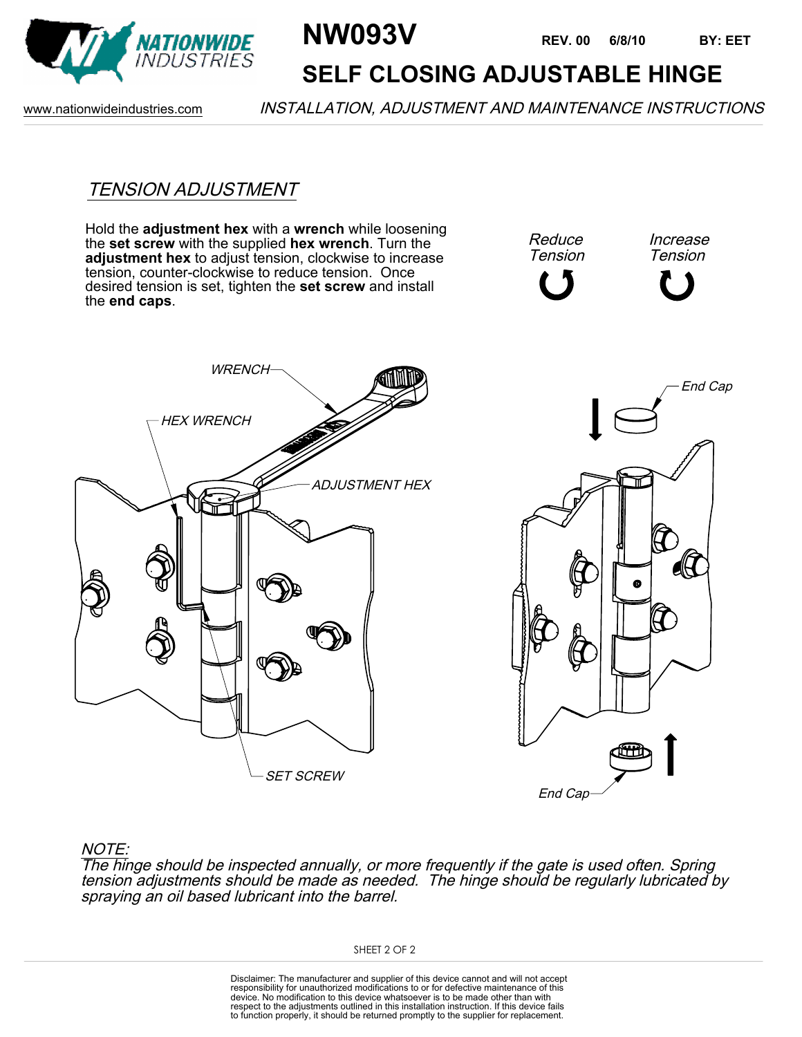# NW093V

REV. 00 6/8/10 BY: EET

## SELF CLOSING ADJUSTABLE HINGE

www.nationwideindustries.com

*INSTALLATION, ADJUSTMENT AND MAINTENANCE INSTRUCTIONS*

### *TENSION ADJUSTMENT*

Hold the **adjustment hex** with a **wrench** while loosening the **set screw** with the supplied **hex wrench**. Turn the **adjustment hex** to adjust tension, clockwise to increase tension, counter-clockwise to reduce tension. Once desired tension is set, tighten the **set screw** and install the **end caps**.

*Reduce Tension*

*Increase Tension*

WRENCH

HEX WRENCH

ADJUSTMENT HEX

SET SCREW

End Cap

End Cap

*NOTE:*
*The hinge should be inspected annually, or more frequently if the gate is used often. Spring tension adjustments should be made as needed. The hinge should be regularly lubricated by spraying an oil based lubricant into the barrel.*

Disclaimer: The manufacturer and supplier of this device cannot and will not accept responsibility for unauthorized modifications to or for defective maintenance of this device. No modification to this device whatsoever is to be made other than with respect to the adjustments outlined in this installation instruction. If this device fails to function properly, it should be returned promptly to the supplier for replacement.